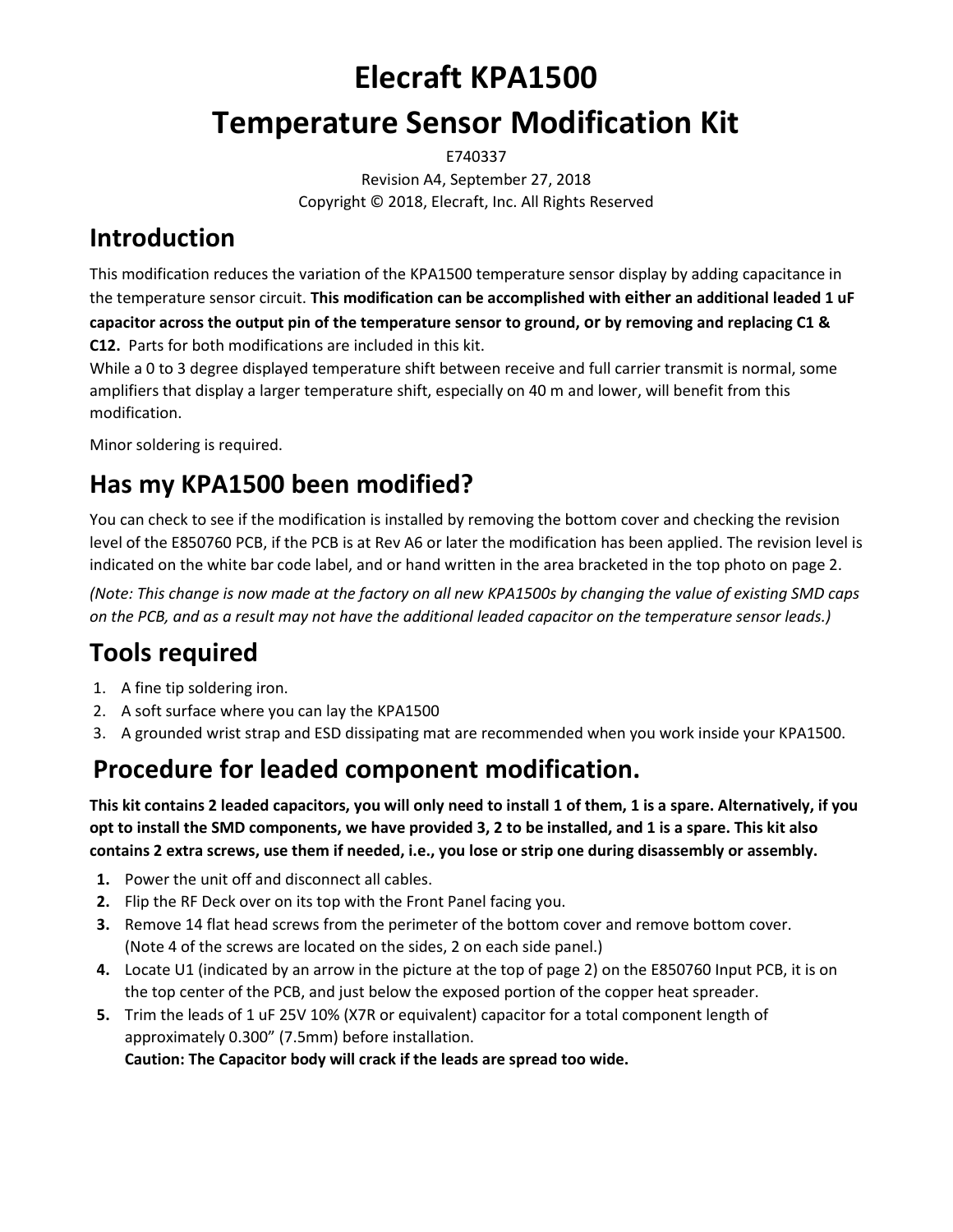# Elecraft KPA1500

# Temperature Sensor Modification Kit

E740337

Revision A4, September 27, 2018

Copyright © 2018, Elecraft, Inc. All Rights Reserved

## Introduction

This modification reduces the variation of the KPA1500 temperature sensor display by adding capacitance in the temperature sensor circuit. **This modification can be accomplished with either an additional leaded 1 uF capacitor across the output pin of the temperature sensor to ground, or by removing and replacing C1 & C12.** Parts for both modifications are included in this kit.

While a 0 to 3 degree displayed temperature shift between receive and full carrier transmit is normal, some amplifiers that display a larger temperature shift, especially on 40 m and lower, will benefit from this modification.

Minor soldering is required.

## Has my KPA1500 been modified?

You can check to see if the modification is installed by removing the bottom cover and checking the revision level of the E850760 PCB, if the PCB is at Rev A6 or later the modification has been applied. The revision level is indicated on the white bar code label, and or hand written in the area bracketed in the top photo on page 2.

*(Note: This change is now made at the factory on all new KPA1500s by changing the value of existing SMD caps on the PCB, and as a result may not have the additional leaded capacitor on the temperature sensor leads.)*

## Tools required

1. A fine tip soldering iron.
2. A soft surface where you can lay the KPA1500
3. A grounded wrist strap and ESD dissipating mat are recommended when you work inside your KPA1500.

## Procedure for leaded component modification.

**This kit contains 2 leaded capacitors, you will only need to install 1 of them, 1 is a spare. Alternatively, if you opt to install the SMD components, we have provided 3, 2 to be installed, and 1 is a spare. This kit also contains 2 extra screws, use them if needed, i.e., you lose or strip one during disassembly or assembly.**

1. Power the unit off and disconnect all cables.
2. Flip the RF Deck over on its top with the Front Panel facing you.
3. Remove 14 flat head screws from the perimeter of the bottom cover and remove bottom cover. (Note 4 of the screws are located on the sides, 2 on each side panel.)
4. Locate U1 (indicated by an arrow in the picture at the top of page 2) on the E850760 Input PCB, it is on the top center of the PCB, and just below the exposed portion of the copper heat spreader.
5. Trim the leads of 1 uF 25V 10% (X7R or equivalent) capacitor for a total component length of approximately 0.300" (7.5mm) before installation.
   **Caution: The Capacitor body will crack if the leads are spread too wide.**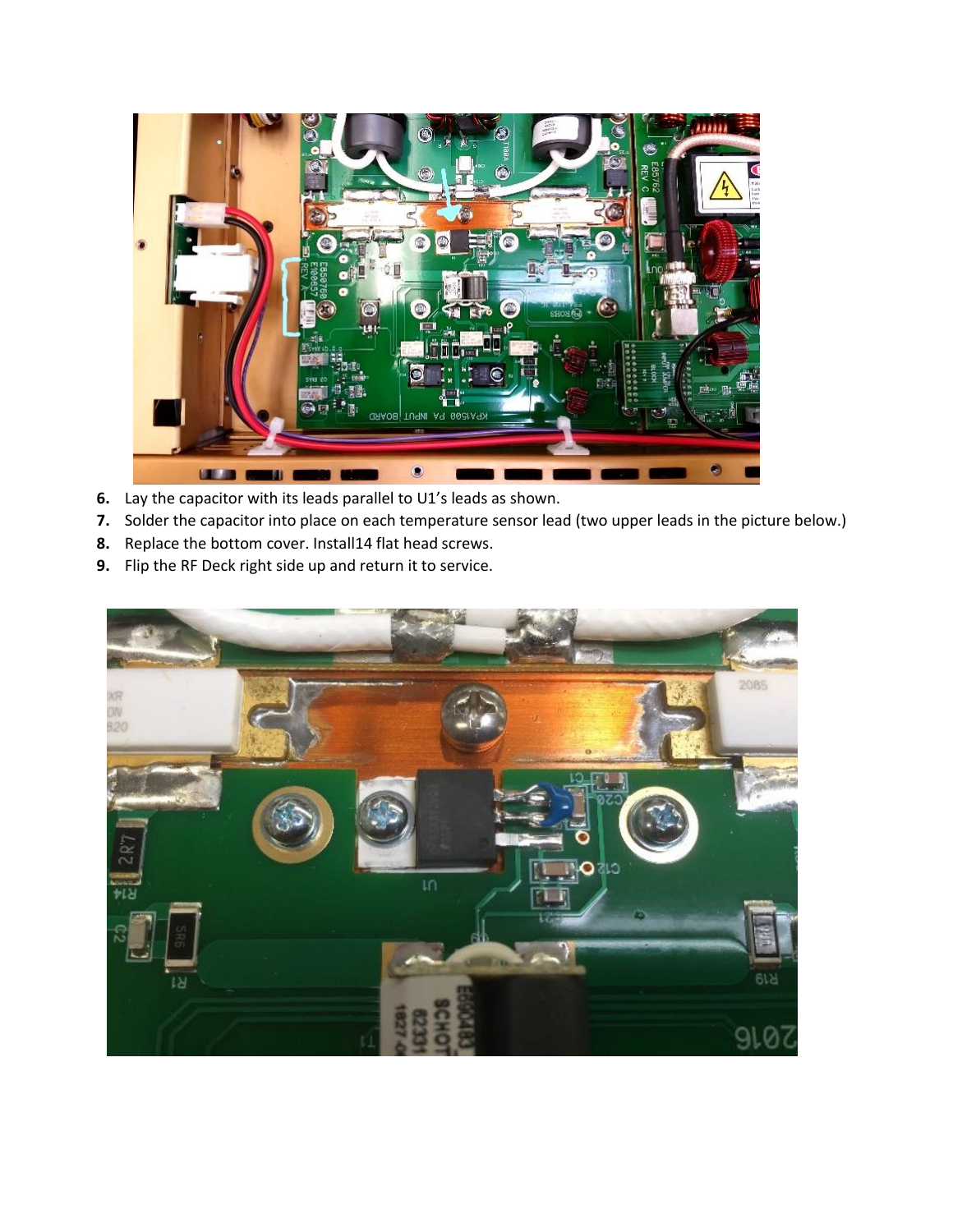6. Lay the capacitor with its leads parallel to U1's leads as shown.
7. Solder the capacitor into place on each temperature sensor lead (two upper leads in the picture below.)
8. Replace the bottom cover. Install14 flat head screws.
9. Flip the RF Deck right side up and return it to service.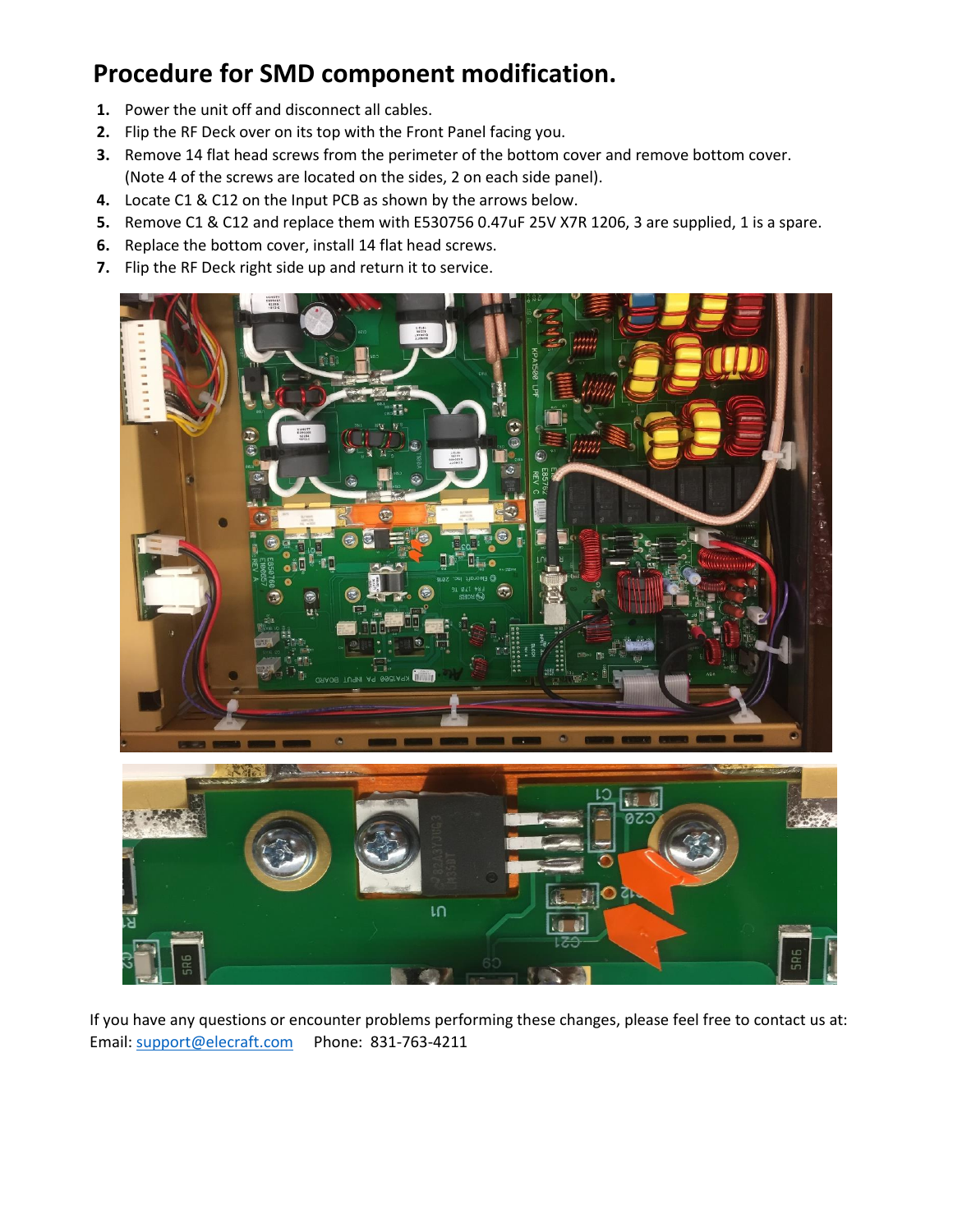# Procedure for SMD component modification.

1. Power the unit off and disconnect all cables.
2. Flip the RF Deck over on its top with the Front Panel facing you.
3. Remove 14 flat head screws from the perimeter of the bottom cover and remove bottom cover. (Note 4 of the screws are located on the sides, 2 on each side panel).
4. Locate C1 & C12 on the Input PCB as shown by the arrows below.
5. Remove C1 & C12 and replace them with E530756 0.47uF 25V X7R 1206, 3 are supplied, 1 is a spare.
6. Replace the bottom cover, install 14 flat head screws.
7. Flip the RF Deck right side up and return it to service.

If you have any questions or encounter problems performing these changes, please feel free to contact us at:
Email: support@elecraft.com Phone: 831-763-4211